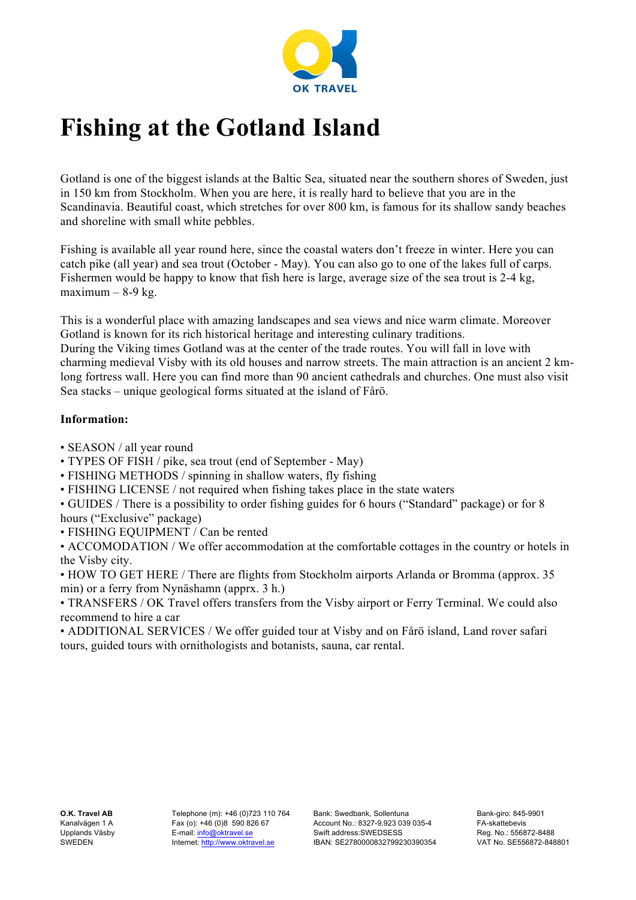OK TRAVEL

# Fishing at the Gotland Island

Gotland is one of the biggest islands at the Baltic Sea, situated near the southern shores of Sweden, just in 150 km from Stockholm. When you are here, it is really hard to believe that you are in the Scandinavia. Beautiful coast, which stretches for over 800 km, is famous for its shallow sandy beaches and shoreline with small white pebbles.

Fishing is available all year round here, since the coastal waters don't freeze in winter. Here you can catch pike (all year) and sea trout (October - May). You can also go to one of the lakes full of carps. Fishermen would be happy to know that fish here is large, average size of the sea trout is 2-4 kg, maximum – 8-9 kg.

This is a wonderful place with amazing landscapes and sea views and nice warm climate. Moreover Gotland is known for its rich historical heritage and interesting culinary traditions.
During the Viking times Gotland was at the center of the trade routes. You will fall in love with charming medieval Visby with its old houses and narrow streets. The main attraction is an ancient 2 km-long fortress wall. Here you can find more than 90 ancient cathedrals and churches. One must also visit Sea stacks – unique geological forms situated at the island of Fårö.

**Information:**

- SEASON / all year round
- TYPES OF FISH / pike, sea trout (end of September - May)
- FISHING METHODS / spinning in shallow waters, fly fishing
- FISHING LICENSE / not required when fishing takes place in the state waters
- GUIDES / There is a possibility to order fishing guides for 6 hours ("Standard" package) or for 8 hours ("Exclusive" package)
- FISHING EQUIPMENT / Can be rented
- ACCOMODATION / We offer accommodation at the comfortable cottages in the country or hotels in the Visby city.
- HOW TO GET HERE / There are flights from Stockholm airports Arlanda or Bromma (approx. 35 min) or a ferry from Nynäshamn (apprx. 3 h.)
- TRANSFERS / OK Travel offers transfers from the Visby airport or Ferry Terminal. We could also recommend to hire a car
- ADDITIONAL SERVICES / We offer guided tour at Visby and on Fårö island, Land rover safari tours, guided tours with ornithologists and botanists, sauna, car rental.

**O.K. Travel AB**
Kanalvägen 1 A
Upplands Väsby
SWEDEN

Telephone (m): +46 (0)723 110 764
Fax (o): +46 (0)8 590 826 67
E-mail: info@oktravel.se
Internet: http://www.oktravel.se

Bank: Swedbank, Sollentuna
Account No.: 8327-9,923 039 035-4
Swift address:SWEDSESS
IBAN: SE2780000832799230390354

Bank-giro: 845-9901
FA-skattebevis
Reg. No.: 556872-8488
VAT No. SE556872-848801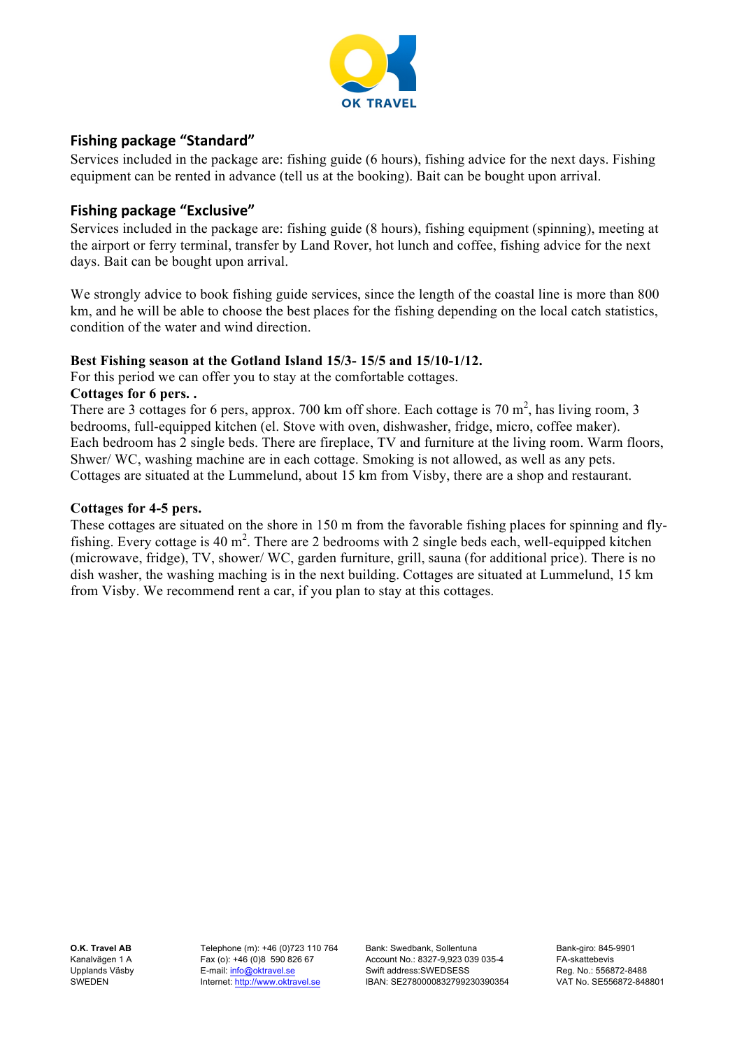## Fishing package "Standard"

Services included in the package are: fishing guide (6 hours), fishing advice for the next days. Fishing equipment can be rented in advance (tell us at the booking). Bait can be bought upon arrival.

## Fishing package "Exclusive"

Services included in the package are: fishing guide (8 hours), fishing equipment (spinning), meeting at the airport or ferry terminal, transfer by Land Rover, hot lunch and coffee, fishing advice for the next days. Bait can be bought upon arrival.

We strongly advice to book fishing guide services, since the length of the coastal line is more than 800 km, and he will be able to choose the best places for the fishing depending on the local catch statistics, condition of the water and wind direction.

**Best Fishing season at the Gotland Island 15/3- 15/5 and 15/10-1/12.**

For this period we can offer you to stay at the comfortable cottages.

**Cottages for 6 pers. .**

There are 3 cottages for 6 pers, approx. 700 km off shore. Each cottage is 70 $m^2$, has living room, 3 bedrooms, full-equipped kitchen (el. Stove with oven, dishwasher, fridge, micro, coffee maker). Each bedroom has 2 single beds. There are fireplace, TV and furniture at the living room. Warm floors, Shwer/ WC, washing machine are in each cottage. Smoking is not allowed, as well as any pets. Cottages are situated at the Lummelund, about 15 km from Visby, there are a shop and restaurant.

**Cottages for 4-5 pers.**

These cottages are situated on the shore in 150 m from the favorable fishing places for spinning and fly-fishing. Every cottage is 40 $m^2$. There are 2 bedrooms with 2 single beds each, well-equipped kitchen (microwave, fridge), TV, shower/ WC, garden furniture, grill, sauna (for additional price). There is no dish washer, the washing maching is in the next building. Cottages are situated at Lummelund, 15 km from Visby. We recommend rent a car, if you plan to stay at this cottages.